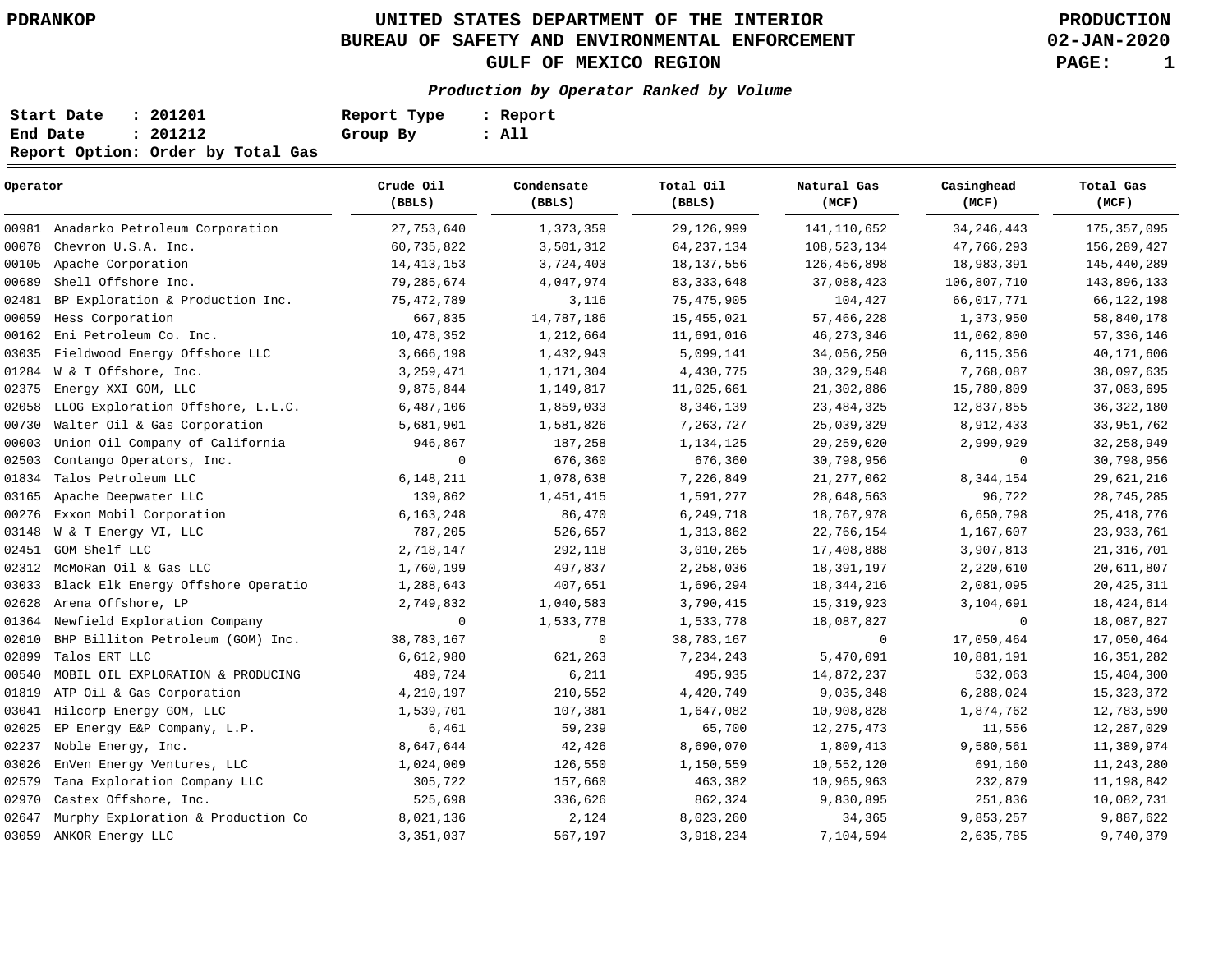# UNITED STATES DEPARTMENT OF THE INTERIOR
## BUREAU OF SAFETY AND ENVIRONMENTAL ENFORCEMENT
## GULF OF MEXICO REGION

PDRANKOP

PRODUCTION
02-JAN-2020

***Production by Operator Ranked by Volume***

**Start Date : 201201**
**End Date : 201212**
**Report Option: Order by Total Gas**

**Report Type : Report**
**Group By : All**

| Operator | Crude Oil (BBLS) | Condensate (BBLS) | Total Oil (BBLS) | Natural Gas (MCF) | Casinghead (MCF) | Total Gas (MCF) |
|---|---|---|---|---|---|---|
| 00981 Anadarko Petroleum Corporation | 27,753,640 | 1,373,359 | 29,126,999 | 141,110,652 | 34,246,443 | 175,357,095 |
| 00078 Chevron U.S.A. Inc. | 60,735,822 | 3,501,312 | 64,237,134 | 108,523,134 | 47,766,293 | 156,289,427 |
| 00105 Apache Corporation | 14,413,153 | 3,724,403 | 18,137,556 | 126,456,898 | 18,983,391 | 145,440,289 |
| 00689 Shell Offshore Inc. | 79,285,674 | 4,047,974 | 83,333,648 | 37,088,423 | 106,807,710 | 143,896,133 |
| 02481 BP Exploration & Production Inc. | 75,472,789 | 3,116 | 75,475,905 | 104,427 | 66,017,771 | 66,122,198 |
| 00059 Hess Corporation | 667,835 | 14,787,186 | 15,455,021 | 57,466,228 | 1,373,950 | 58,840,178 |
| 00162 Eni Petroleum Co. Inc. | 10,478,352 | 1,212,664 | 11,691,016 | 46,273,346 | 11,062,800 | 57,336,146 |
| 03035 Fieldwood Energy Offshore LLC | 3,666,198 | 1,432,943 | 5,099,141 | 34,056,250 | 6,115,356 | 40,171,606 |
| 01284 W & T Offshore, Inc. | 3,259,471 | 1,171,304 | 4,430,775 | 30,329,548 | 7,768,087 | 38,097,635 |
| 02375 Energy XXI GOM, LLC | 9,875,844 | 1,149,817 | 11,025,661 | 21,302,886 | 15,780,809 | 37,083,695 |
| 02058 LLOG Exploration Offshore, L.L.C. | 6,487,106 | 1,859,033 | 8,346,139 | 23,484,325 | 12,837,855 | 36,322,180 |
| 00730 Walter Oil & Gas Corporation | 5,681,901 | 1,581,826 | 7,263,727 | 25,039,329 | 8,912,433 | 33,951,762 |
| 00003 Union Oil Company of California | 946,867 | 187,258 | 1,134,125 | 29,259,020 | 2,999,929 | 32,258,949 |
| 02503 Contango Operators, Inc. | 0 | 676,360 | 676,360 | 30,798,956 | 0 | 30,798,956 |
| 01834 Talos Petroleum LLC | 6,148,211 | 1,078,638 | 7,226,849 | 21,277,062 | 8,344,154 | 29,621,216 |
| 03165 Apache Deepwater LLC | 139,862 | 1,451,415 | 1,591,277 | 28,648,563 | 96,722 | 28,745,285 |
| 00276 Exxon Mobil Corporation | 6,163,248 | 86,470 | 6,249,718 | 18,767,978 | 6,650,798 | 25,418,776 |
| 03148 W & T Energy VI, LLC | 787,205 | 526,657 | 1,313,862 | 22,766,154 | 1,167,607 | 23,933,761 |
| 02451 GOM Shelf LLC | 2,718,147 | 292,118 | 3,010,265 | 17,408,888 | 3,907,813 | 21,316,701 |
| 02312 McMoRan Oil & Gas LLC | 1,760,199 | 497,837 | 2,258,036 | 18,391,197 | 2,220,610 | 20,611,807 |
| 03033 Black Elk Energy Offshore Operatio | 1,288,643 | 407,651 | 1,696,294 | 18,344,216 | 2,081,095 | 20,425,311 |
| 02628 Arena Offshore, LP | 2,749,832 | 1,040,583 | 3,790,415 | 15,319,923 | 3,104,691 | 18,424,614 |
| 01364 Newfield Exploration Company | 0 | 1,533,778 | 1,533,778 | 18,087,827 | 0 | 18,087,827 |
| 02010 BHP Billiton Petroleum (GOM) Inc. | 38,783,167 | 0 | 38,783,167 | 0 | 17,050,464 | 17,050,464 |
| 02899 Talos ERT LLC | 6,612,980 | 621,263 | 7,234,243 | 5,470,091 | 10,881,191 | 16,351,282 |
| 00540 MOBIL OIL EXPLORATION & PRODUCING | 489,724 | 6,211 | 495,935 | 14,872,237 | 532,063 | 15,404,300 |
| 01819 ATP Oil & Gas Corporation | 4,210,197 | 210,552 | 4,420,749 | 9,035,348 | 6,288,024 | 15,323,372 |
| 03041 Hilcorp Energy GOM, LLC | 1,539,701 | 107,381 | 1,647,082 | 10,908,828 | 1,874,762 | 12,783,590 |
| 02025 EP Energy E&P Company, L.P. | 6,461 | 59,239 | 65,700 | 12,275,473 | 11,556 | 12,287,029 |
| 02237 Noble Energy, Inc. | 8,647,644 | 42,426 | 8,690,070 | 1,809,413 | 9,580,561 | 11,389,974 |
| 03026 EnVen Energy Ventures, LLC | 1,024,009 | 126,550 | 1,150,559 | 10,552,120 | 691,160 | 11,243,280 |
| 02579 Tana Exploration Company LLC | 305,722 | 157,660 | 463,382 | 10,965,963 | 232,879 | 11,198,842 |
| 02970 Castex Offshore, Inc. | 525,698 | 336,626 | 862,324 | 9,830,895 | 251,836 | 10,082,731 |
| 02647 Murphy Exploration & Production Co | 8,021,136 | 2,124 | 8,023,260 | 34,365 | 9,853,257 | 9,887,622 |
| 03059 ANKOR Energy LLC | 3,351,037 | 567,197 | 3,918,234 | 7,104,594 | 2,635,785 | 9,740,379 |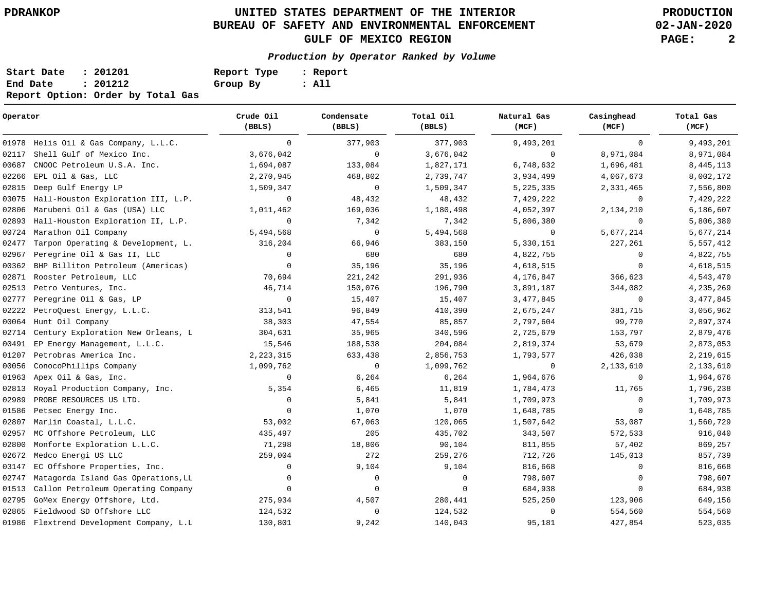**PDRANKOP**

# UNITED STATES DEPARTMENT OF THE INTERIOR
## BUREAU OF SAFETY AND ENVIRONMENTAL ENFORCEMENT
## GULF OF MEXICO REGION

**PRODUCTION**
**02-JAN-2020**

***Production by Operator Ranked by Volume***

**Start Date : 201201** **Report Type : Report**
**End Date : 201212** **Group By : All**
**Report Option: Order by Total Gas**

| Operator | | Crude Oil (BBLS) | Condensate (BBLS) | Total Oil (BBLS) | Natural Gas (MCF) | Casinghead (MCF) | Total Gas (MCF) |
|---|---|---|---|---|---|---|---|
| 01978 | Helis Oil & Gas Company, L.L.C. | 0 | 377,903 | 377,903 | 9,493,201 | 0 | 9,493,201 |
| 02117 | Shell Gulf of Mexico Inc. | 3,676,042 | 0 | 3,676,042 | 0 | 8,971,084 | 8,971,084 |
| 00687 | CNOOC Petroleum U.S.A. Inc. | 1,694,087 | 133,084 | 1,827,171 | 6,748,632 | 1,696,481 | 8,445,113 |
| 02266 | EPL Oil & Gas, LLC | 2,270,945 | 468,802 | 2,739,747 | 3,934,499 | 4,067,673 | 8,002,172 |
| 02815 | Deep Gulf Energy LP | 1,509,347 | 0 | 1,509,347 | 5,225,335 | 2,331,465 | 7,556,800 |
| 03075 | Hall-Houston Exploration III, L.P. | 0 | 48,432 | 48,432 | 7,429,222 | 0 | 7,429,222 |
| 02806 | Marubeni Oil & Gas (USA) LLC | 1,011,462 | 169,036 | 1,180,498 | 4,052,397 | 2,134,210 | 6,186,607 |
| 02893 | Hall-Houston Exploration II, L.P. | 0 | 7,342 | 7,342 | 5,806,380 | 0 | 5,806,380 |
| 00724 | Marathon Oil Company | 5,494,568 | 0 | 5,494,568 | 0 | 5,677,214 | 5,677,214 |
| 02477 | Tarpon Operating & Development, L. | 316,204 | 66,946 | 383,150 | 5,330,151 | 227,261 | 5,557,412 |
| 02967 | Peregrine Oil & Gas II, LLC | 0 | 680 | 680 | 4,822,755 | 0 | 4,822,755 |
| 00362 | BHP Billiton Petroleum (Americas) | 0 | 35,196 | 35,196 | 4,618,515 | 0 | 4,618,515 |
| 02871 | Rooster Petroleum, LLC | 70,694 | 221,242 | 291,936 | 4,176,847 | 366,623 | 4,543,470 |
| 02513 | Petro Ventures, Inc. | 46,714 | 150,076 | 196,790 | 3,891,187 | 344,082 | 4,235,269 |
| 02777 | Peregrine Oil & Gas, LP | 0 | 15,407 | 15,407 | 3,477,845 | 0 | 3,477,845 |
| 02222 | PetroQuest Energy, L.L.C. | 313,541 | 96,849 | 410,390 | 2,675,247 | 381,715 | 3,056,962 |
| 00064 | Hunt Oil Company | 38,303 | 47,554 | 85,857 | 2,797,604 | 99,770 | 2,897,374 |
| 02714 | Century Exploration New Orleans, L | 304,631 | 35,965 | 340,596 | 2,725,679 | 153,797 | 2,879,476 |
| 00491 | EP Energy Management, L.L.C. | 15,546 | 188,538 | 204,084 | 2,819,374 | 53,679 | 2,873,053 |
| 01207 | Petrobras America Inc. | 2,223,315 | 633,438 | 2,856,753 | 1,793,577 | 426,038 | 2,219,615 |
| 00056 | ConocoPhillips Company | 1,099,762 | 0 | 1,099,762 | 0 | 2,133,610 | 2,133,610 |
| 01963 | Apex Oil & Gas, Inc. | 0 | 6,264 | 6,264 | 1,964,676 | 0 | 1,964,676 |
| 02813 | Royal Production Company, Inc. | 5,354 | 6,465 | 11,819 | 1,784,473 | 11,765 | 1,796,238 |
| 02989 | PROBE RESOURCES US LTD. | 0 | 5,841 | 5,841 | 1,709,973 | 0 | 1,709,973 |
| 01586 | Petsec Energy Inc. | 0 | 1,070 | 1,070 | 1,648,785 | 0 | 1,648,785 |
| 02807 | Marlin Coastal, L.L.C. | 53,002 | 67,063 | 120,065 | 1,507,642 | 53,087 | 1,560,729 |
| 02957 | MC Offshore Petroleum, LLC | 435,497 | 205 | 435,702 | 343,507 | 572,533 | 916,040 |
| 02800 | Monforte Exploration L.L.C. | 71,298 | 18,806 | 90,104 | 811,855 | 57,402 | 869,257 |
| 02672 | Medco Energi US LLC | 259,004 | 272 | 259,276 | 712,726 | 145,013 | 857,739 |
| 03147 | EC Offshore Properties, Inc. | 0 | 9,104 | 9,104 | 816,668 | 0 | 816,668 |
| 02747 | Matagorda Island Gas Operations,LL | 0 | 0 | 0 | 798,607 | 0 | 798,607 |
| 01513 | Callon Petroleum Operating Company | 0 | 0 | 0 | 684,938 | 0 | 684,938 |
| 02795 | GoMex Energy Offshore, Ltd. | 275,934 | 4,507 | 280,441 | 525,250 | 123,906 | 649,156 |
| 02865 | Fieldwood SD Offshore LLC | 124,532 | 0 | 124,532 | 0 | 554,560 | 554,560 |
| 01986 | Flextrend Development Company, L.L | 130,801 | 9,242 | 140,043 | 95,181 | 427,854 | 523,035 |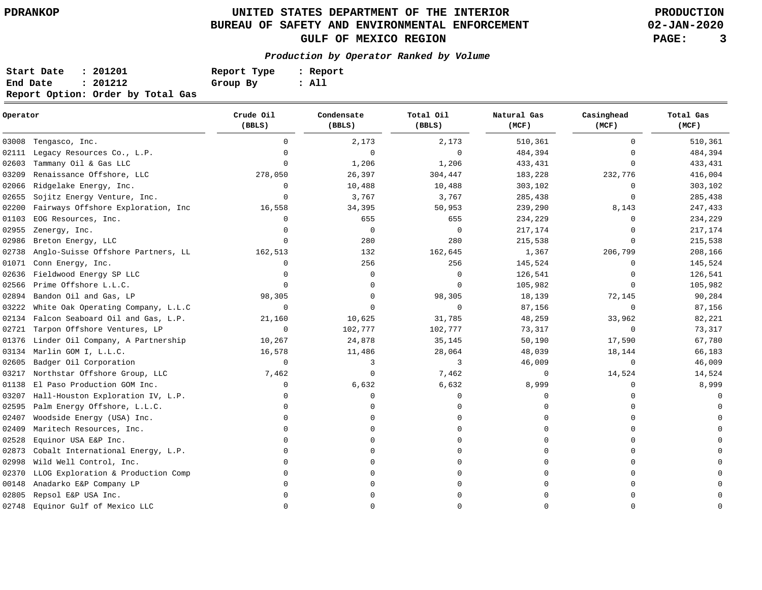**Production by Operator Ranked by Volume**

**Start Date : 201201** **Report Type : Report**
**End Date : 201212** **Group By : All**
**Report Option: Order by Total Gas**

| Operator | Crude Oil (BBLS) | Condensate (BBLS) | Total Oil (BBLS) | Natural Gas (MCF) | Casinghead (MCF) | Total Gas (MCF) |
|---|---|---|---|---|---|---|
| 03008 Tengasco, Inc. | 0 | 2,173 | 2,173 | 510,361 | 0 | 510,361 |
| 02111 Legacy Resources Co., L.P. | 0 | 0 | 0 | 484,394 | 0 | 484,394 |
| 02603 Tammany Oil & Gas LLC | 0 | 1,206 | 1,206 | 433,431 | 0 | 433,431 |
| 03209 Renaissance Offshore, LLC | 278,050 | 26,397 | 304,447 | 183,228 | 232,776 | 416,004 |
| 02066 Ridgelake Energy, Inc. | 0 | 10,488 | 10,488 | 303,102 | 0 | 303,102 |
| 02655 Sojitz Energy Venture, Inc. | 0 | 3,767 | 3,767 | 285,438 | 0 | 285,438 |
| 02200 Fairways Offshore Exploration, Inc | 16,558 | 34,395 | 50,953 | 239,290 | 8,143 | 247,433 |
| 01103 EOG Resources, Inc. | 0 | 655 | 655 | 234,229 | 0 | 234,229 |
| 02955 Zenergy, Inc. | 0 | 0 | 0 | 217,174 | 0 | 217,174 |
| 02986 Breton Energy, LLC | 0 | 280 | 280 | 215,538 | 0 | 215,538 |
| 02738 Anglo-Suisse Offshore Partners, LL | 162,513 | 132 | 162,645 | 1,367 | 206,799 | 208,166 |
| 01071 Conn Energy, Inc. | 0 | 256 | 256 | 145,524 | 0 | 145,524 |
| 02636 Fieldwood Energy SP LLC | 0 | 0 | 0 | 126,541 | 0 | 126,541 |
| 02566 Prime Offshore L.L.C. | 0 | 0 | 0 | 105,982 | 0 | 105,982 |
| 02894 Bandon Oil and Gas, LP | 98,305 | 0 | 98,305 | 18,139 | 72,145 | 90,284 |
| 03222 White Oak Operating Company, L.L.C | 0 | 0 | 0 | 87,156 | 0 | 87,156 |
| 02134 Falcon Seaboard Oil and Gas, L.P. | 21,160 | 10,625 | 31,785 | 48,259 | 33,962 | 82,221 |
| 02721 Tarpon Offshore Ventures, LP | 0 | 102,777 | 102,777 | 73,317 | 0 | 73,317 |
| 01376 Linder Oil Company, A Partnership | 10,267 | 24,878 | 35,145 | 50,190 | 17,590 | 67,780 |
| 03134 Marlin GOM I, L.L.C. | 16,578 | 11,486 | 28,064 | 48,039 | 18,144 | 66,183 |
| 02605 Badger Oil Corporation | 0 | 3 | 3 | 46,009 | 0 | 46,009 |
| 03217 Northstar Offshore Group, LLC | 7,462 | 0 | 7,462 | 0 | 14,524 | 14,524 |
| 01138 El Paso Production GOM Inc. | 0 | 6,632 | 6,632 | 8,999 | 0 | 8,999 |
| 03207 Hall-Houston Exploration IV, L.P. | 0 | 0 | 0 | 0 | 0 | 0 |
| 02595 Palm Energy Offshore, L.L.C. | 0 | 0 | 0 | 0 | 0 | 0 |
| 02407 Woodside Energy (USA) Inc. | 0 | 0 | 0 | 0 | 0 | 0 |
| 02409 Maritech Resources, Inc. | 0 | 0 | 0 | 0 | 0 | 0 |
| 02528 Equinor USA E&P Inc. | 0 | 0 | 0 | 0 | 0 | 0 |
| 02873 Cobalt International Energy, L.P. | 0 | 0 | 0 | 0 | 0 | 0 |
| 02998 Wild Well Control, Inc. | 0 | 0 | 0 | 0 | 0 | 0 |
| 02370 LLOG Exploration & Production Comp | 0 | 0 | 0 | 0 | 0 | 0 |
| 00148 Anadarko E&P Company LP | 0 | 0 | 0 | 0 | 0 | 0 |
| 02805 Repsol E&P USA Inc. | 0 | 0 | 0 | 0 | 0 | 0 |
| 02748 Equinor Gulf of Mexico LLC | 0 | 0 | 0 | 0 | 0 | 0 |